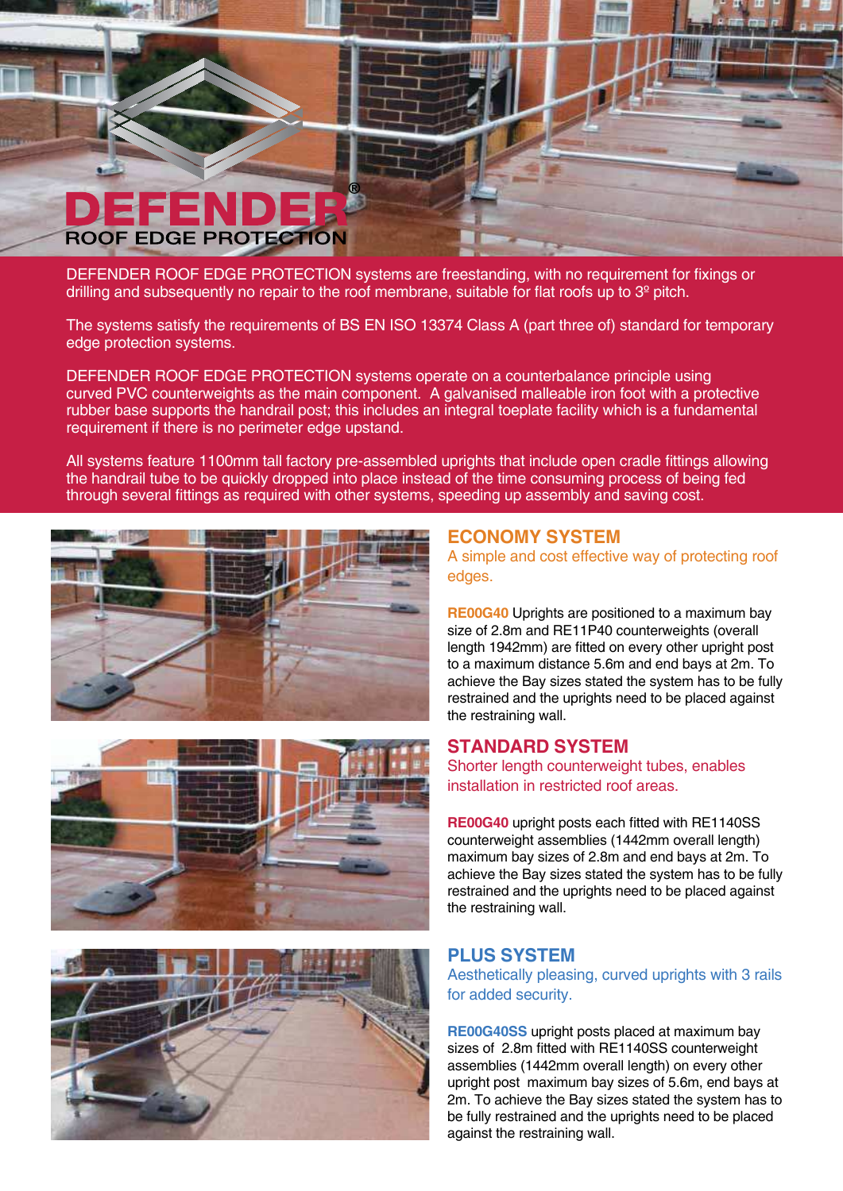# DEFENDER®
## ROOF EDGE PROTECTION

DEFENDER ROOF EDGE PROTECTION systems are freestanding, with no requirement for fixings or drilling and subsequently no repair to the roof membrane, suitable for flat roofs up to 3º pitch.

The systems satisfy the requirements of BS EN ISO 13374 Class A (part three of) standard for temporary edge protection systems.

DEFENDER ROOF EDGE PROTECTION systems operate on a counterbalance principle using curved PVC counterweights as the main component. A galvanised malleable iron foot with a protective rubber base supports the handrail post; this includes an integral toeplate facility which is a fundamental requirement if there is no perimeter edge upstand.

All systems feature 1100mm tall factory pre-assembled uprights that include open cradle fittings allowing the handrail tube to be quickly dropped into place instead of the time consuming process of being fed through several fittings as required with other systems, speeding up assembly and saving cost.

## ECONOMY SYSTEM

A simple and cost effective way of protecting roof edges.

**RE00G40** Uprights are positioned to a maximum bay size of 2.8m and RE11P40 counterweights (overall length 1942mm) are fitted on every other upright post to a maximum distance 5.6m and end bays at 2m. To achieve the Bay sizes stated the system has to be fully restrained and the uprights need to be placed against the restraining wall.

## STANDARD SYSTEM

Shorter length counterweight tubes, enables installation in restricted roof areas.

**RE00G40** upright posts each fitted with RE1140SS counterweight assemblies (1442mm overall length) maximum bay sizes of 2.8m and end bays at 2m. To achieve the Bay sizes stated the system has to be fully restrained and the uprights need to be placed against the restraining wall.

## PLUS SYSTEM

Aesthetically pleasing, curved uprights with 3 rails for added security.

**RE00G40SS** upright posts placed at maximum bay sizes of 2.8m fitted with RE1140SS counterweight assemblies (1442mm overall length) on every other upright post maximum bay sizes of 5.6m, end bays at 2m. To achieve the Bay sizes stated the system has to be fully restrained and the uprights need to be placed against the restraining wall.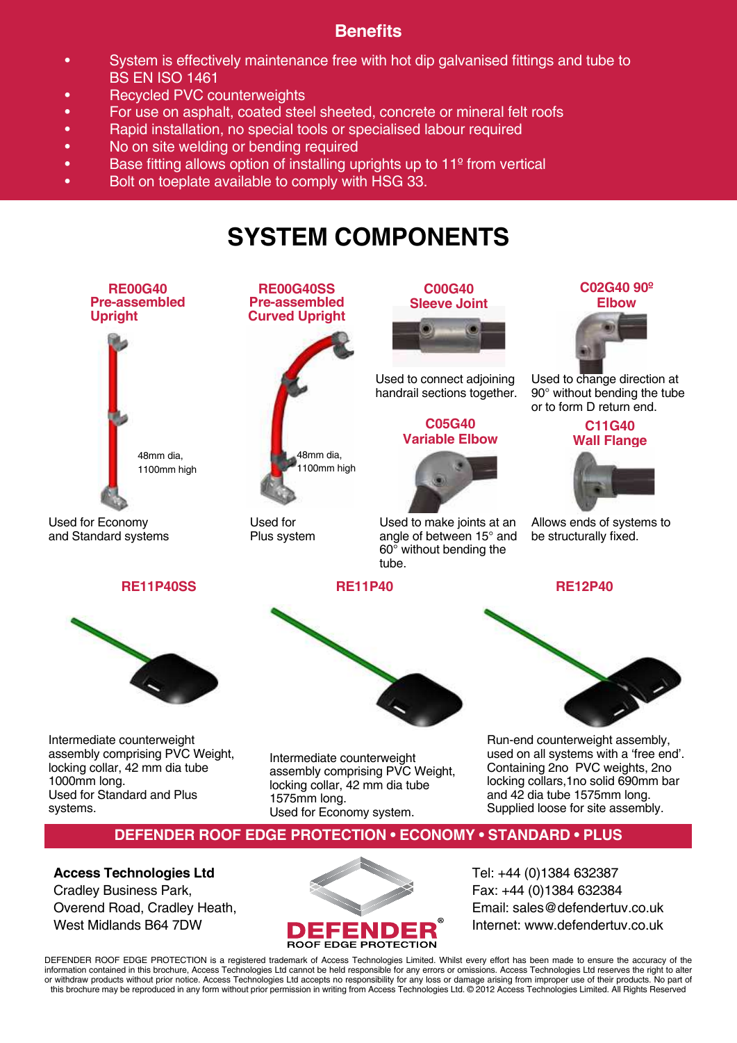## Benefits

- System is effectively maintenance free with hot dip galvanised fittings and tube to BS EN ISO 1461
- Recycled PVC counterweights
- For use on asphalt, coated steel sheeted, concrete or mineral felt roofs
- Rapid installation, no special tools or specialised labour required
- No on site welding or bending required
- Base fitting allows option of installing uprights up to 11º from vertical
- Bolt on toeplate available to comply with HSG 33.

# SYSTEM COMPONENTS

### RE00G40 Pre-assembled Upright

48mm dia, 1100mm high

Used for Economy and Standard systems

### RE00G40SS Pre-assembled Curved Upright

48mm dia, 1100mm high

Used for Plus system

### C00G40 Sleeve Joint

Used to connect adjoining handrail sections together.

### C02G40 90º Elbow

Used to change direction at 90° without bending the tube or to form D return end.

### C05G40 Variable Elbow

Used to make joints at an angle of between 15° and 60° without bending the tube.

### C11G40 Wall Flange

Allows ends of systems to be structurally fixed.

### RE11P40SS

Intermediate counterweight assembly comprising PVC Weight, locking collar, 42 mm dia tube 1000mm long.
Used for Standard and Plus systems.

### RE11P40

Intermediate counterweight assembly comprising PVC Weight, locking collar, 42 mm dia tube 1575mm long.
Used for Economy system.

### RE12P40

Run-end counterweight assembly, used on all systems with a 'free end'. Containing 2no PVC weights, 2no locking collars,1no solid 690mm bar and 42 dia tube 1575mm long.
Supplied loose for site assembly.

**DEFENDER ROOF EDGE PROTECTION • ECONOMY • STANDARD • PLUS**

**Access Technologies Ltd**
Cradley Business Park,
Overend Road, Cradley Heath,
West Midlands B64 7DW

DEFENDER® ROOF EDGE PROTECTION

Tel: +44 (0)1384 632387
Fax: +44 (0)1384 632384
Email: sales@defendertuv.co.uk
Internet: www.defendertuv.co.uk

DEFENDER ROOF EDGE PROTECTION is a registered trademark of Access Technologies Limited. Whilst every effort has been made to ensure the accuracy of the information contained in this brochure, Access Technologies Ltd cannot be held responsible for any errors or omissions. Access Technologies Ltd reserves the right to alter or withdraw products without prior notice. Access Technologies Ltd accepts no responsibility for any loss or damage arising from improper use of their products. No part of this brochure may be reproduced in any form without prior permission in writing from Access Technologies Ltd. © 2012 Access Technologies Limited. All Rights Reserved